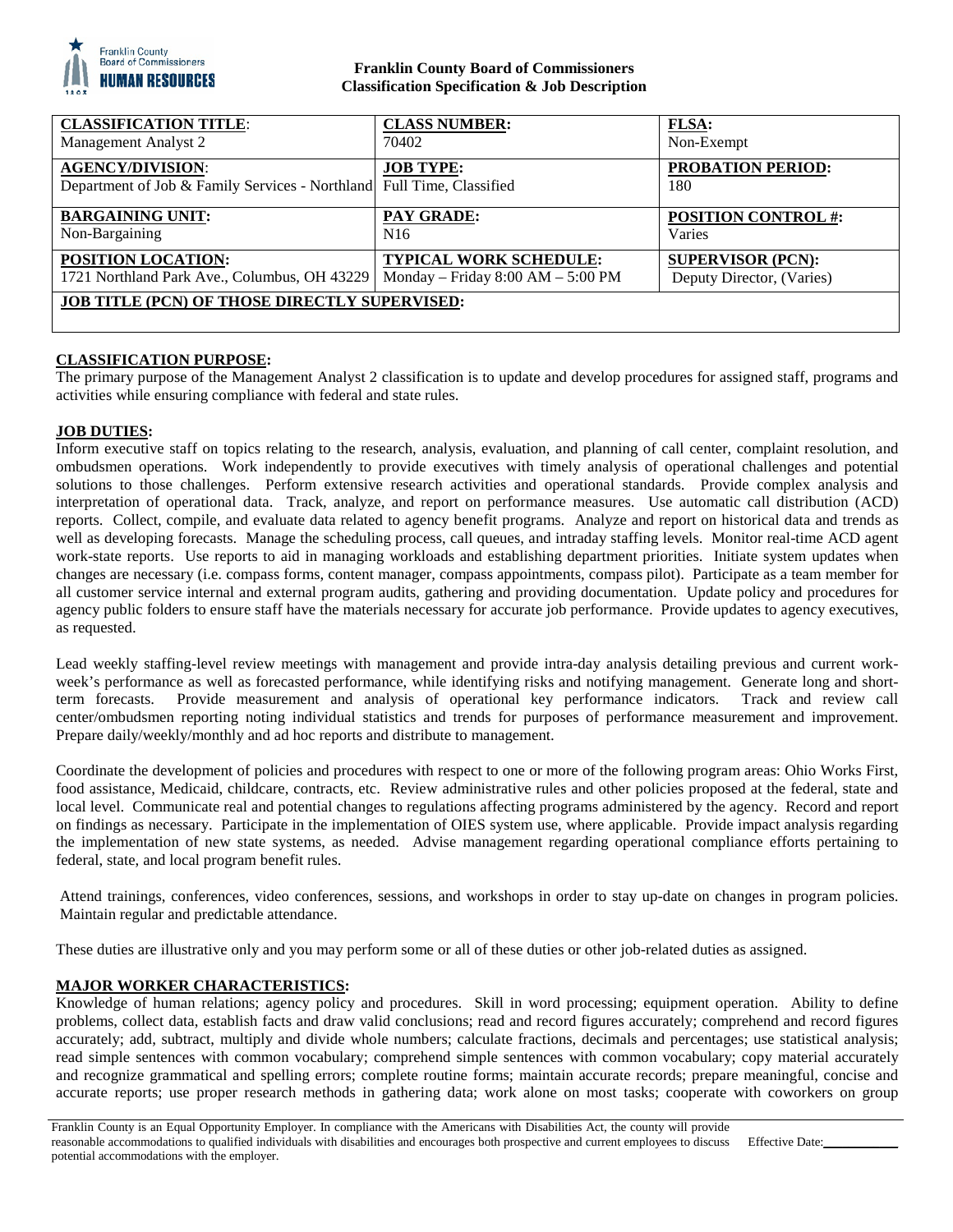**Franklin County Board of Commissioners**
**Classification Specification & Job Description**

| **CLASSIFICATION TITLE**: | **CLASS NUMBER:** | **FLSA:** |
|---|---|---|
| Management Analyst 2 | 70402 | Non-Exempt |
| **AGENCY/DIVISION**: | **JOB TYPE:** | **PROBATION PERIOD:** |
| Department of Job & Family Services - Northland | Full Time, Classified | 180 |
| **BARGAINING UNIT:** | **PAY GRADE:** | **POSITION CONTROL #:** |
| Non-Bargaining | N16 | Varies |
| **POSITION LOCATION:** | **TYPICAL WORK SCHEDULE:** | **SUPERVISOR (PCN):** |
| 1721 Northland Park Ave., Columbus, OH 43229 | Monday – Friday 8:00 AM – 5:00 PM | Deputy Director, (Varies) |
| **JOB TITLE (PCN) OF THOSE DIRECTLY SUPERVISED:** | | |

## CLASSIFICATION PURPOSE:

The primary purpose of the Management Analyst 2 classification is to update and develop procedures for assigned staff, programs and activities while ensuring compliance with federal and state rules.

## JOB DUTIES:

Inform executive staff on topics relating to the research, analysis, evaluation, and planning of call center, complaint resolution, and ombudsmen operations. Work independently to provide executives with timely analysis of operational challenges and potential solutions to those challenges. Perform extensive research activities and operational standards. Provide complex analysis and interpretation of operational data. Track, analyze, and report on performance measures. Use automatic call distribution (ACD) reports. Collect, compile, and evaluate data related to agency benefit programs. Analyze and report on historical data and trends as well as developing forecasts. Manage the scheduling process, call queues, and intraday staffing levels. Monitor real-time ACD agent work-state reports. Use reports to aid in managing workloads and establishing department priorities. Initiate system updates when changes are necessary (i.e. compass forms, content manager, compass appointments, compass pilot). Participate as a team member for all customer service internal and external program audits, gathering and providing documentation. Update policy and procedures for agency public folders to ensure staff have the materials necessary for accurate job performance. Provide updates to agency executives, as requested.

Lead weekly staffing-level review meetings with management and provide intra-day analysis detailing previous and current work-week's performance as well as forecasted performance, while identifying risks and notifying management. Generate long and short-term forecasts. Provide measurement and analysis of operational key performance indicators. Track and review call center/ombudsmen reporting noting individual statistics and trends for purposes of performance measurement and improvement. Prepare daily/weekly/monthly and ad hoc reports and distribute to management.

Coordinate the development of policies and procedures with respect to one or more of the following program areas: Ohio Works First, food assistance, Medicaid, childcare, contracts, etc. Review administrative rules and other policies proposed at the federal, state and local level. Communicate real and potential changes to regulations affecting programs administered by the agency. Record and report on findings as necessary. Participate in the implementation of OIES system use, where applicable. Provide impact analysis regarding the implementation of new state systems, as needed. Advise management regarding operational compliance efforts pertaining to federal, state, and local program benefit rules.

Attend trainings, conferences, video conferences, sessions, and workshops in order to stay up-date on changes in program policies. Maintain regular and predictable attendance.

These duties are illustrative only and you may perform some or all of these duties or other job-related duties as assigned.

## MAJOR WORKER CHARACTERISTICS:

Knowledge of human relations; agency policy and procedures. Skill in word processing; equipment operation. Ability to define problems, collect data, establish facts and draw valid conclusions; read and record figures accurately; comprehend and record figures accurately; add, subtract, multiply and divide whole numbers; calculate fractions, decimals and percentages; use statistical analysis; read simple sentences with common vocabulary; comprehend simple sentences with common vocabulary; copy material accurately and recognize grammatical and spelling errors; complete routine forms; maintain accurate records; prepare meaningful, concise and accurate reports; use proper research methods in gathering data; work alone on most tasks; cooperate with coworkers on group

Franklin County is an Equal Opportunity Employer. In compliance with the Americans with Disabilities Act, the county will provide reasonable accommodations to qualified individuals with disabilities and encourages both prospective and current employees to discuss potential accommodations with the employer. Effective Date:\_\_\_\_\_\_\_\_\_\_\_\_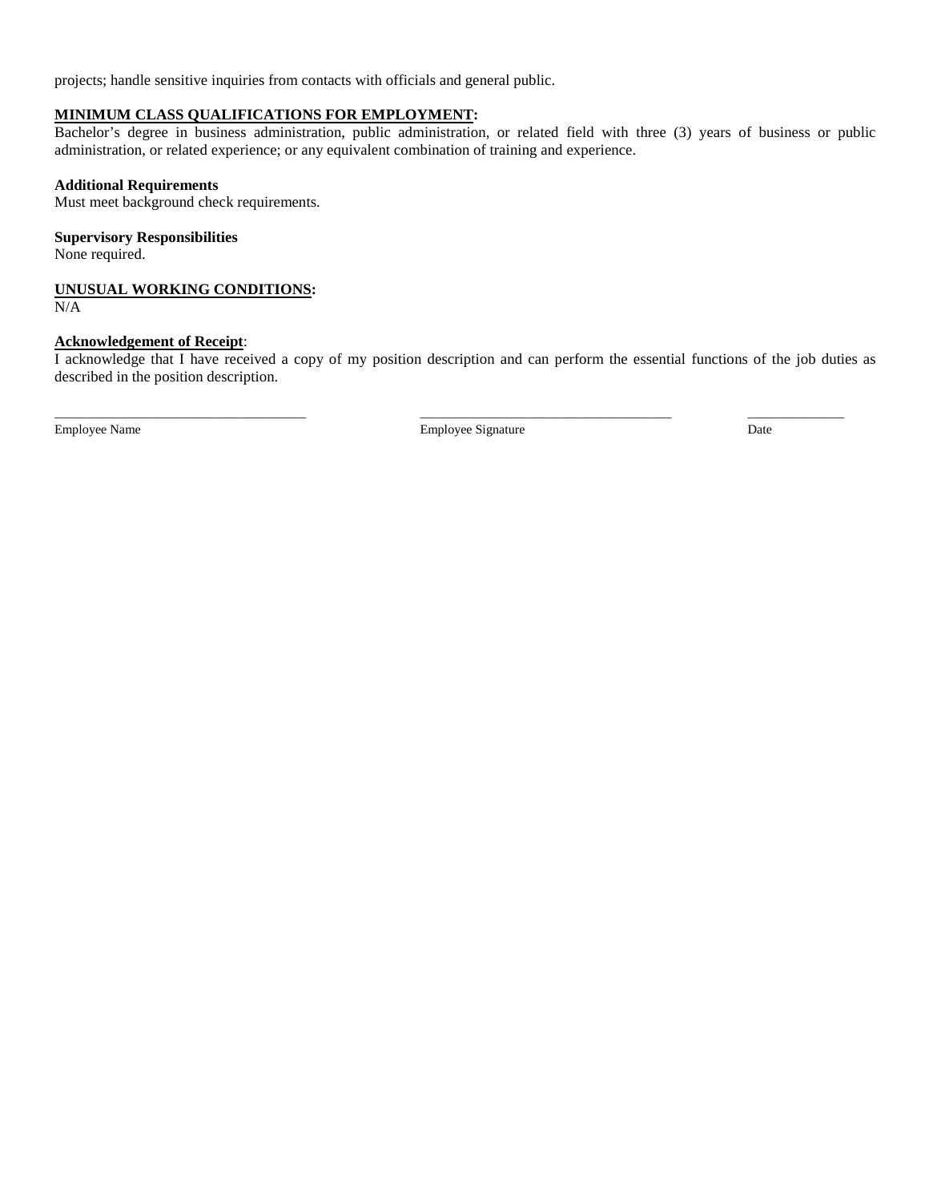projects; handle sensitive inquiries from contacts with officials and general public.

**MINIMUM CLASS QUALIFICATIONS FOR EMPLOYMENT:**

Bachelor's degree in business administration, public administration, or related field with three (3) years of business or public administration, or related experience; or any equivalent combination of training and experience.

**Additional Requirements**

Must meet background check requirements.

**Supervisory Responsibilities**

None required.

**UNUSUAL WORKING CONDITIONS:**

N/A

**Acknowledgement of Receipt**:

I acknowledge that I have received a copy of my position description and can perform the essential functions of the job duties as described in the position description.

| | | |
|---|---|---|
| ____________________________________ | ____________________________________ | ______________ |
| Employee Name | Employee Signature | Date |